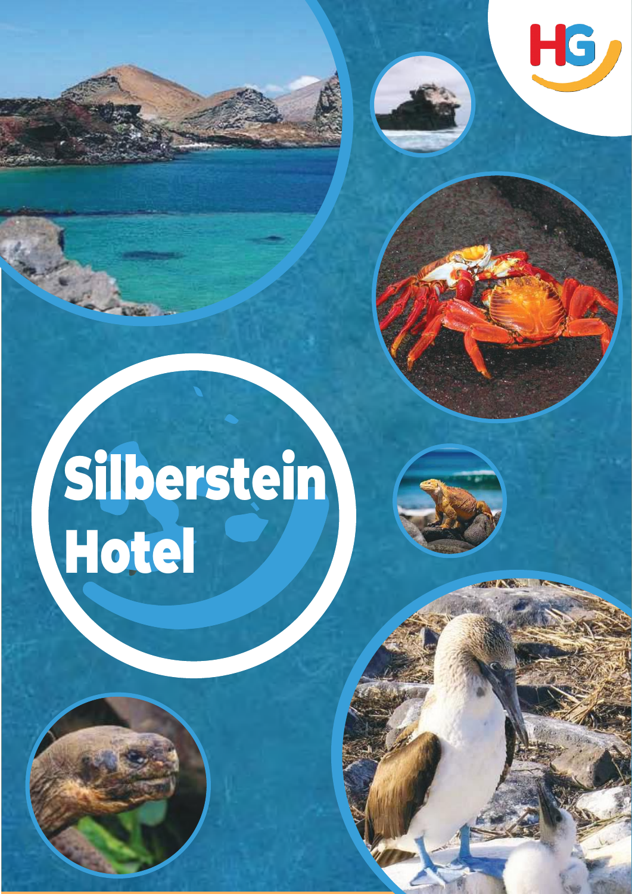HG

# Silberstein Hotel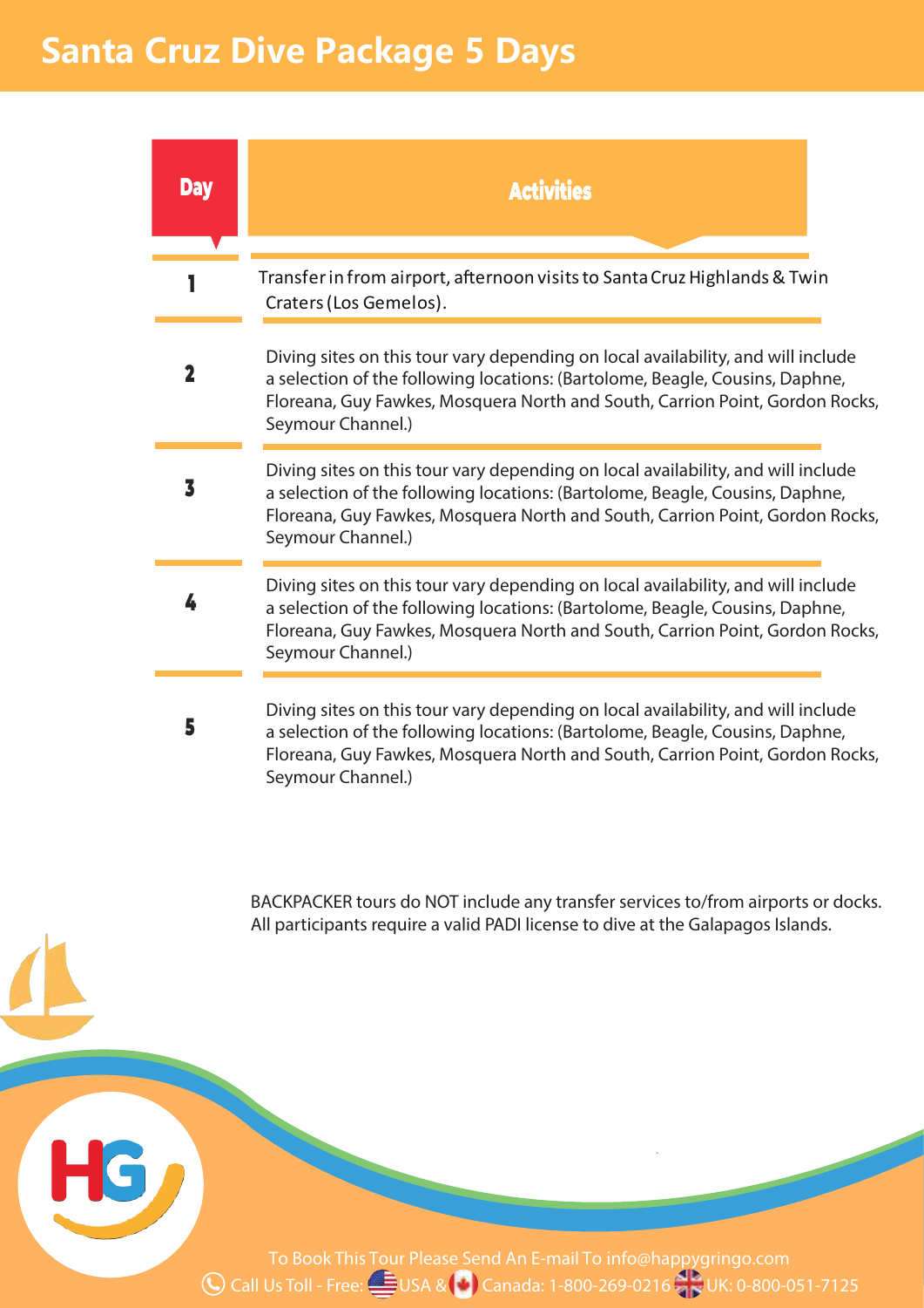# Santa Cruz Dive Package 5 Days

| Day | Activities |
| --- | --- |
| 1 | Transfer in from airport, afternoon visits to Santa Cruz Highlands & Twin Craters (Los Gemelos). |
| 2 | Diving sites on this tour vary depending on local availability, and will include a selection of the following locations: (Bartolome, Beagle, Cousins, Daphne, Floreana, Guy Fawkes, Mosquera North and South, Carrion Point, Gordon Rocks, Seymour Channel.) |
| 3 | Diving sites on this tour vary depending on local availability, and will include a selection of the following locations: (Bartolome, Beagle, Cousins, Daphne, Floreana, Guy Fawkes, Mosquera North and South, Carrion Point, Gordon Rocks, Seymour Channel.) |
| 4 | Diving sites on this tour vary depending on local availability, and will include a selection of the following locations: (Bartolome, Beagle, Cousins, Daphne, Floreana, Guy Fawkes, Mosquera North and South, Carrion Point, Gordon Rocks, Seymour Channel.) |
| 5 | Diving sites on this tour vary depending on local availability, and will include a selection of the following locations: (Bartolome, Beagle, Cousins, Daphne, Floreana, Guy Fawkes, Mosquera North and South, Carrion Point, Gordon Rocks, Seymour Channel.) |

BACKPACKER tours do NOT include any transfer services to/from airports or docks.
All participants require a valid PADI license to dive at the Galapagos Islands.

To Book This Tour Please Send An E-mail To info@happygringo.com
Call Us Toll - Free: USA & Canada: 1-800-269-0216 UK: 0-800-051-7125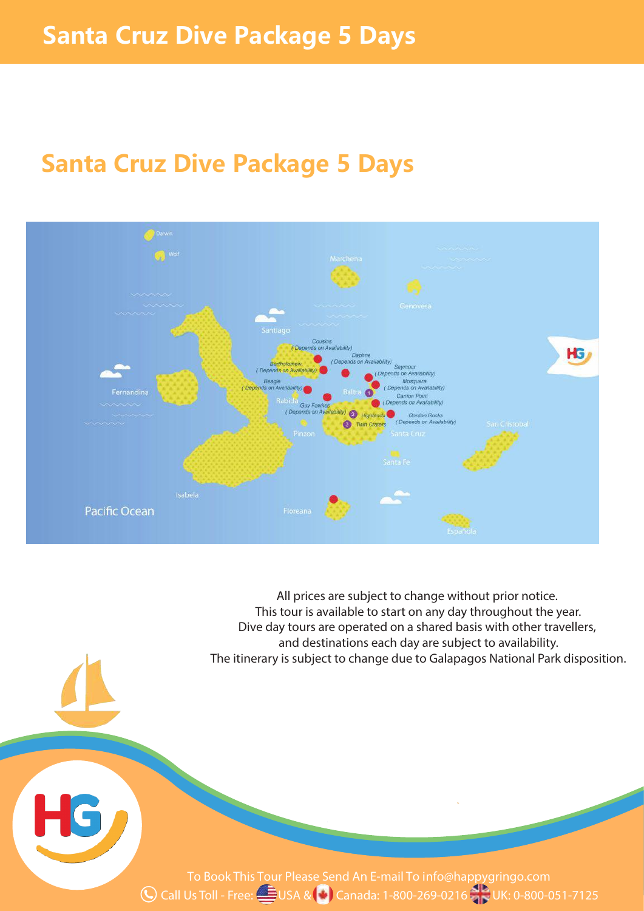# Santa Cruz Dive Package 5 Days

## Santa Cruz Dive Package 5 Days

All prices are subject to change without prior notice.
This tour is available to start on any day throughout the year.
Dive day tours are operated on a shared basis with other travellers,
and destinations each day are subject to availability.
The itinerary is subject to change due to Galapagos National Park disposition.

To Book This Tour Please Send An E-mail To info@happygringo.com
Call Us Toll - Free: USA & Canada: 1-800-269-0216 UK: 0-800-051-7125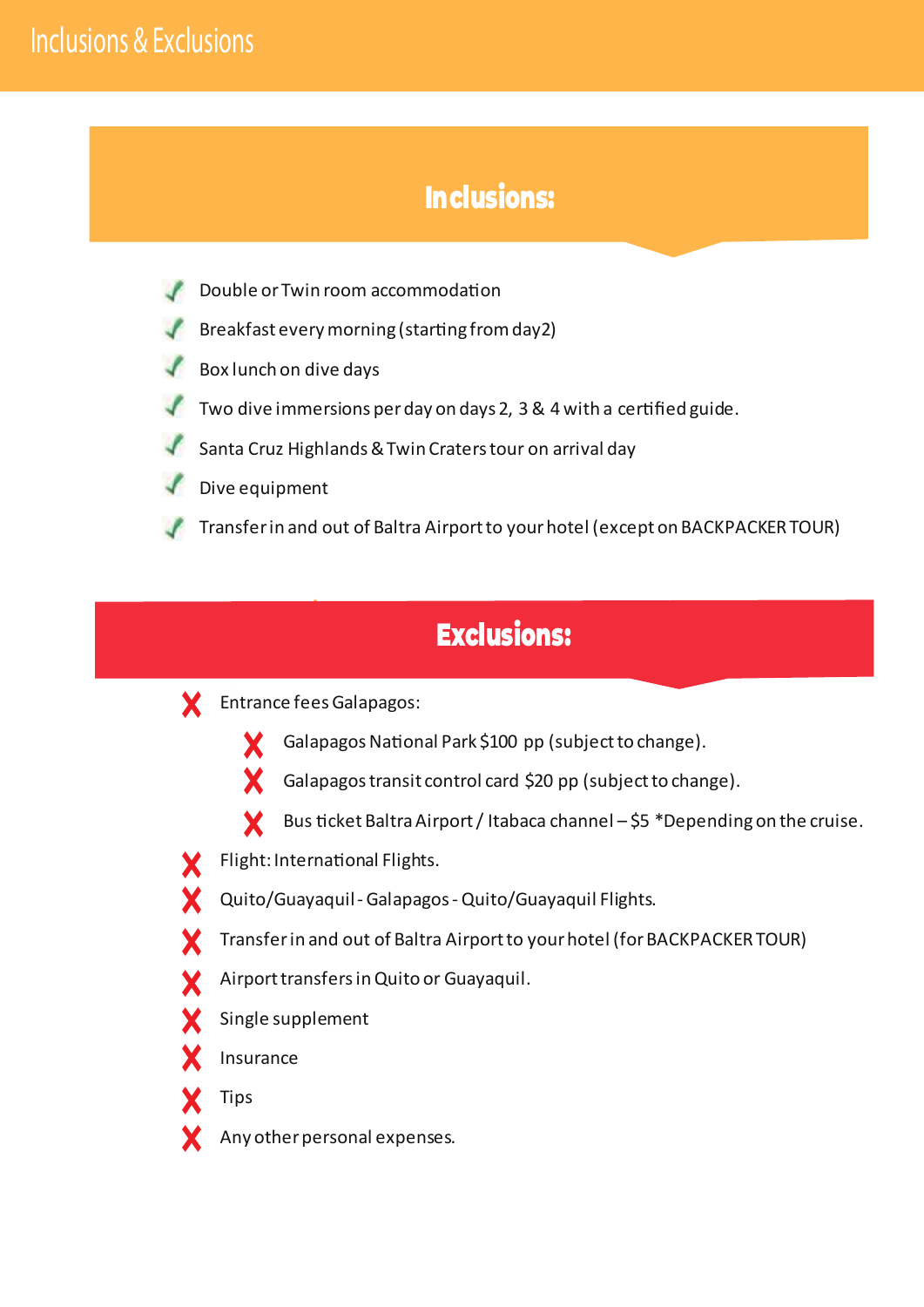# Inclusions & Exclusions

## Inclusions:

- Double or Twin room accommodation
- Breakfast every morning (starting from day2)
- Box lunch on dive days
- Two dive immersions per day on days 2, 3 & 4 with a certified guide.
- Santa Cruz Highlands & Twin Craters tour on arrival day
- Dive equipment
- Transfer in and out of Baltra Airport to your hotel (except on BACKPACKER TOUR)

## Exclusions:

- Entrance fees Galapagos:
  - Galapagos National Park $100 pp (subject to change).
  - Galapagos transit control card $20 pp (subject to change).
  - Bus ticket Baltra Airport / Itabaca channel – $5 *Depending on the cruise.
- Flight: International Flights.
- Quito/Guayaquil - Galapagos - Quito/Guayaquil Flights.
- Transfer in and out of Baltra Airport to your hotel (for BACKPACKER TOUR)
- Airport transfers in Quito or Guayaquil.
- Single supplement
- Insurance
- Tips
- Any other personal expenses.